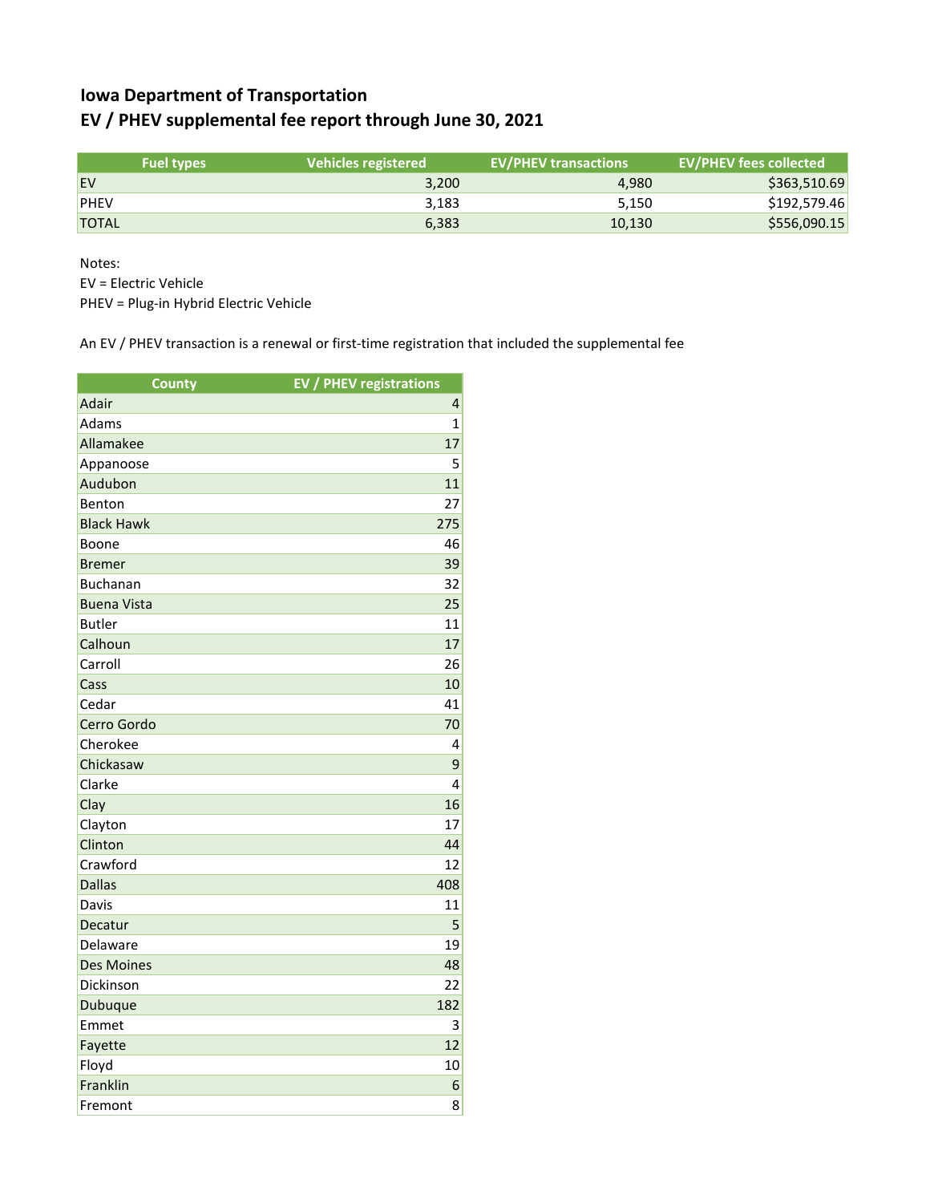# Iowa Department of Transportation
## EV / PHEV supplemental fee report through June 30, 2021

| Fuel types | Vehicles registered | EV/PHEV transactions | EV/PHEV fees collected |
|---|---|---|---|
| EV | 3,200 | 4,980 | $363,510.69 |
| PHEV | 3,183 | 5,150 | $192,579.46 |
| TOTAL | 6,383 | 10,130 | $556,090.15 |

Notes:
EV = Electric Vehicle
PHEV = Plug-in Hybrid Electric Vehicle

An EV / PHEV transaction is a renewal or first-time registration that included the supplemental fee

| County | EV / PHEV registrations |
|---|---|
| Adair | 4 |
| Adams | 1 |
| Allamakee | 17 |
| Appanoose | 5 |
| Audubon | 11 |
| Benton | 27 |
| Black Hawk | 275 |
| Boone | 46 |
| Bremer | 39 |
| Buchanan | 32 |
| Buena Vista | 25 |
| Butler | 11 |
| Calhoun | 17 |
| Carroll | 26 |
| Cass | 10 |
| Cedar | 41 |
| Cerro Gordo | 70 |
| Cherokee | 4 |
| Chickasaw | 9 |
| Clarke | 4 |
| Clay | 16 |
| Clayton | 17 |
| Clinton | 44 |
| Crawford | 12 |
| Dallas | 408 |
| Davis | 11 |
| Decatur | 5 |
| Delaware | 19 |
| Des Moines | 48 |
| Dickinson | 22 |
| Dubuque | 182 |
| Emmet | 3 |
| Fayette | 12 |
| Floyd | 10 |
| Franklin | 6 |
| Fremont | 8 |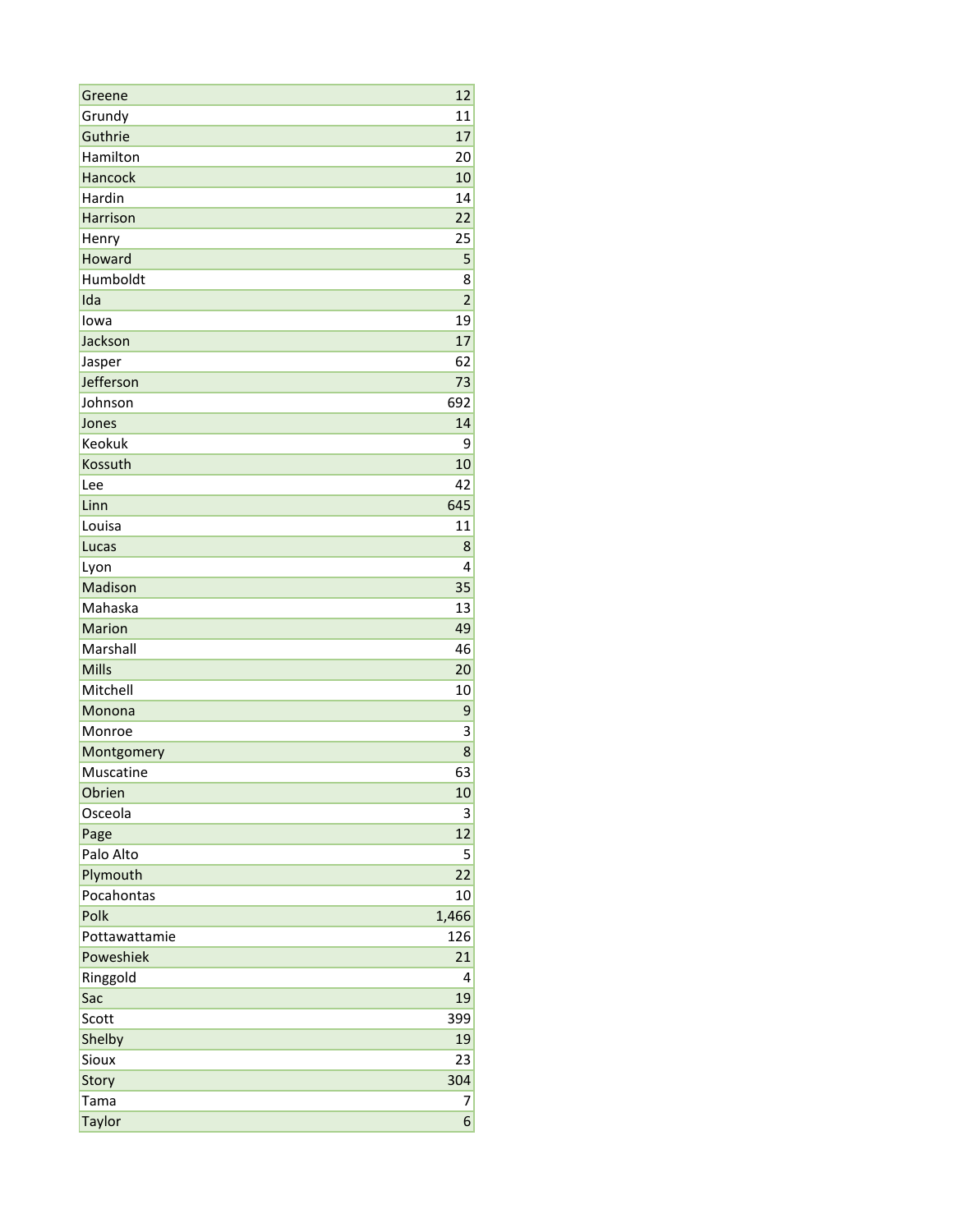| | |
|---|---|
| Greene | 12 |
| Grundy | 11 |
| Guthrie | 17 |
| Hamilton | 20 |
| Hancock | 10 |
| Hardin | 14 |
| Harrison | 22 |
| Henry | 25 |
| Howard | 5 |
| Humboldt | 8 |
| Ida | 2 |
| Iowa | 19 |
| Jackson | 17 |
| Jasper | 62 |
| Jefferson | 73 |
| Johnson | 692 |
| Jones | 14 |
| Keokuk | 9 |
| Kossuth | 10 |
| Lee | 42 |
| Linn | 645 |
| Louisa | 11 |
| Lucas | 8 |
| Lyon | 4 |
| Madison | 35 |
| Mahaska | 13 |
| Marion | 49 |
| Marshall | 46 |
| Mills | 20 |
| Mitchell | 10 |
| Monona | 9 |
| Monroe | 3 |
| Montgomery | 8 |
| Muscatine | 63 |
| Obrien | 10 |
| Osceola | 3 |
| Page | 12 |
| Palo Alto | 5 |
| Plymouth | 22 |
| Pocahontas | 10 |
| Polk | 1,466 |
| Pottawattamie | 126 |
| Poweshiek | 21 |
| Ringgold | 4 |
| Sac | 19 |
| Scott | 399 |
| Shelby | 19 |
| Sioux | 23 |
| Story | 304 |
| Tama | 7 |
| Taylor | 6 |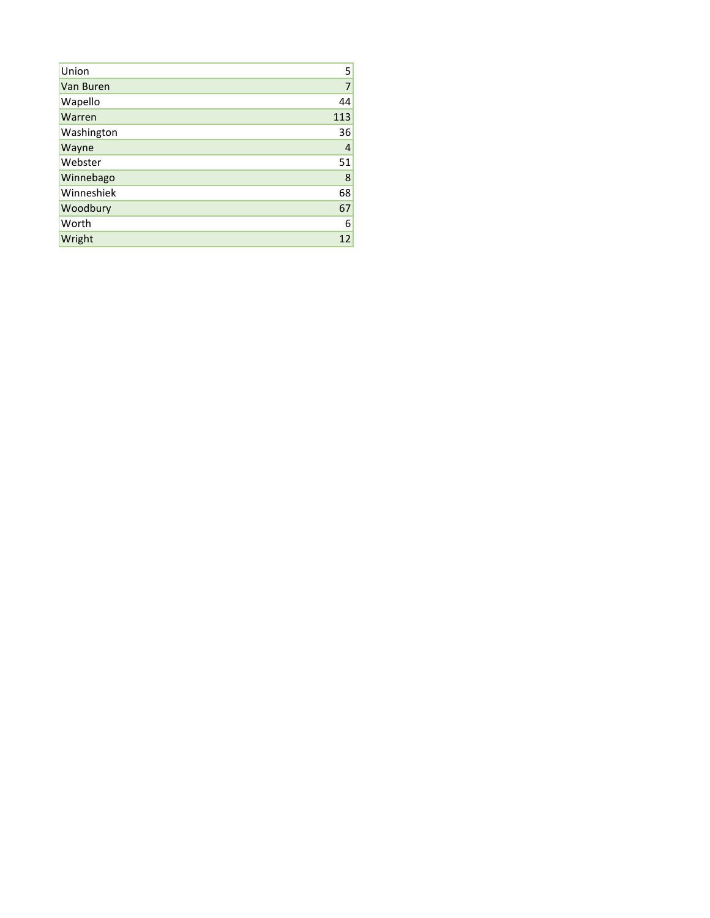| | |
|---|---|
| Union | 5 |
| Van Buren | 7 |
| Wapello | 44 |
| Warren | 113 |
| Washington | 36 |
| Wayne | 4 |
| Webster | 51 |
| Winnebago | 8 |
| Winneshiek | 68 |
| Woodbury | 67 |
| Worth | 6 |
| Wright | 12 |